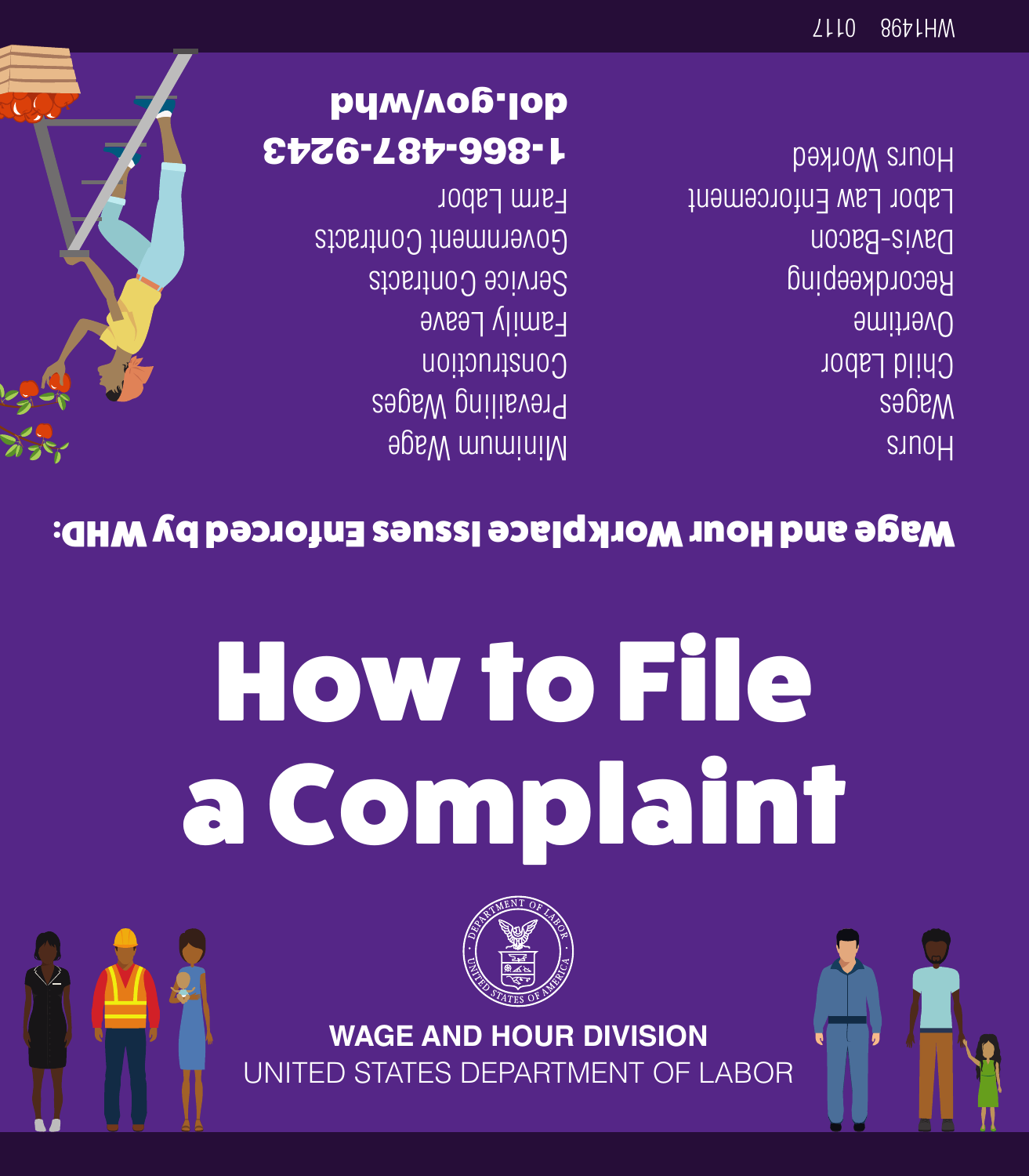WH1498 0117

**Wage and Hour Workplace Issues Enforced by WHD:**

- Hours
- Wages
- Child Labor
- Overtime
- Recordkeeping
- Davis-Bacon
- Labor Law Enforcement
- Hours Worked
- Minimum Wage
- Prevailing Wages
- Construction
- Family Leave
- Service Contracts
- Government Contracts
- Farm Labor

**1-866-487-9243**

**dol.gov/whd**

# How to File a Complaint

**WAGE AND HOUR DIVISION**

UNITED STATES DEPARTMENT OF LABOR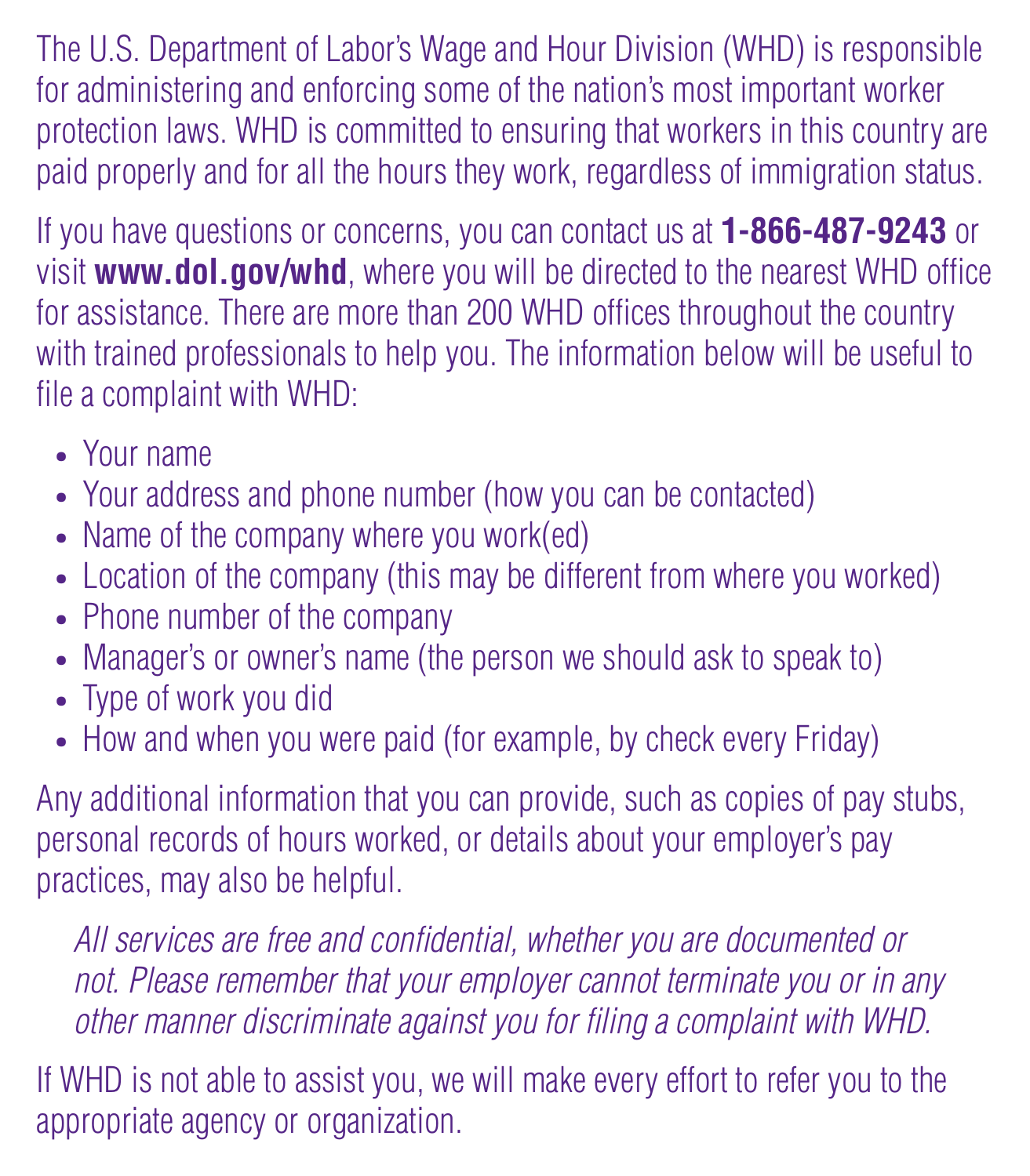The U.S. Department of Labor's Wage and Hour Division (WHD) is responsible for administering and enforcing some of the nation's most important worker protection laws. WHD is committed to ensuring that workers in this country are paid properly and for all the hours they work, regardless of immigration status.

If you have questions or concerns, you can contact us at **1-866-487-9243** or visit **www.dol.gov/whd**, where you will be directed to the nearest WHD office for assistance. There are more than 200 WHD offices throughout the country with trained professionals to help you. The information below will be useful to file a complaint with WHD:

- Your name
- Your address and phone number (how you can be contacted)
- Name of the company where you work(ed)
- Location of the company (this may be different from where you worked)
- Phone number of the company
- Manager's or owner's name (the person we should ask to speak to)
- Type of work you did
- How and when you were paid (for example, by check every Friday)

Any additional information that you can provide, such as copies of pay stubs, personal records of hours worked, or details about your employer's pay practices, may also be helpful.

*All services are free and confidential, whether you are documented or not. Please remember that your employer cannot terminate you or in any other manner discriminate against you for filing a complaint with WHD.*

If WHD is not able to assist you, we will make every effort to refer you to the appropriate agency or organization.